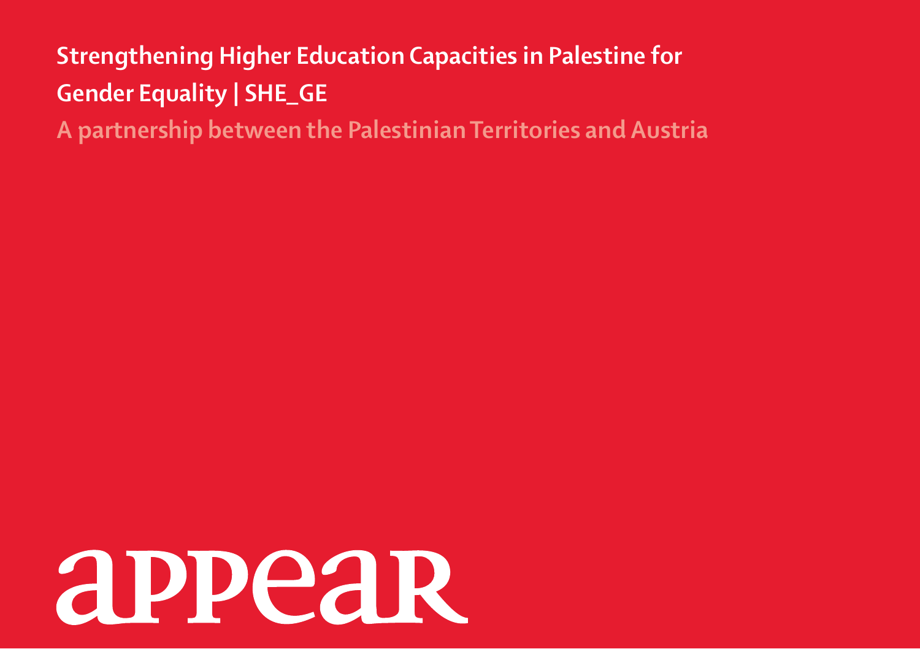# Strengthening Higher Education Capacities in Palestine for Gender Equality | SHE_GE

## A partnership between the Palestinian Territories and Austria

appear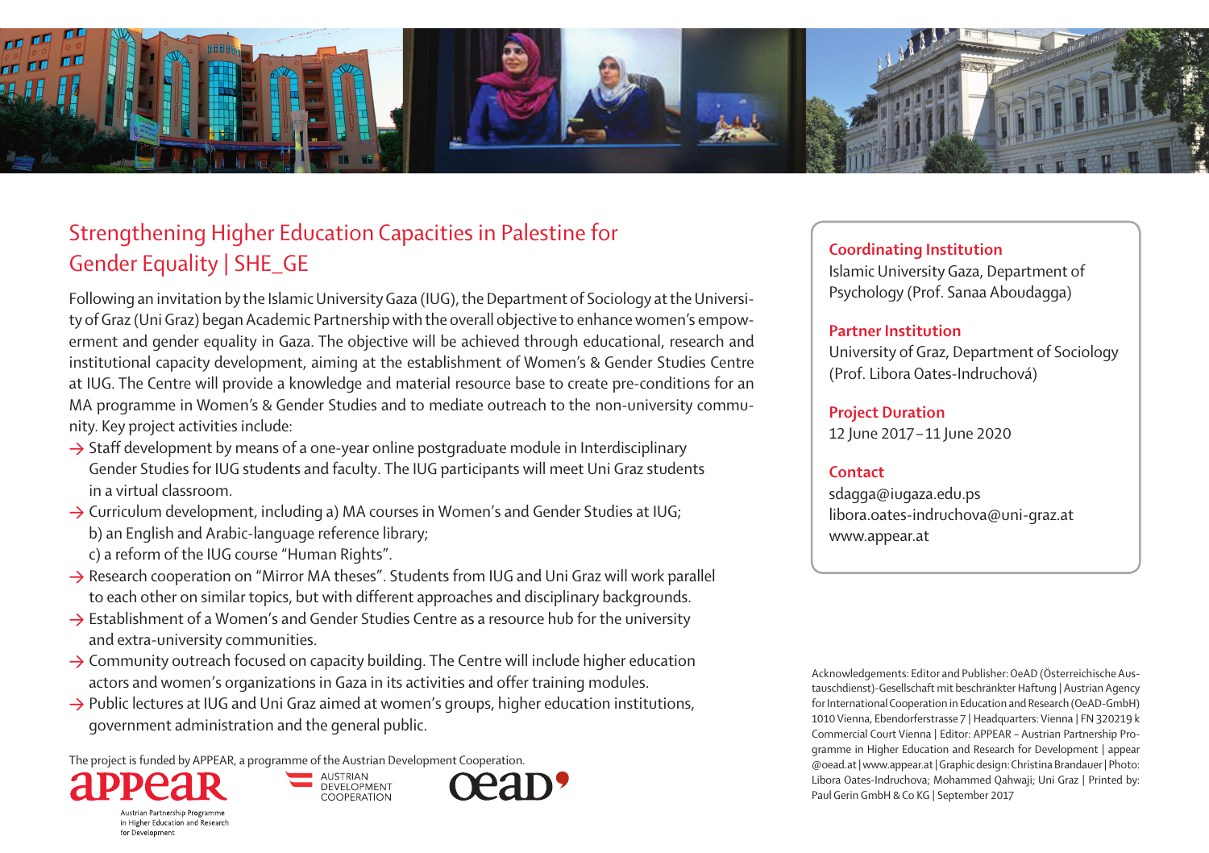## Strengthening Higher Education Capacities in Palestine for Gender Equality | SHE_GE

Following an invitation by the Islamic University Gaza (IUG), the Department of Sociology at the University of Graz (Uni Graz) began Academic Partnership with the overall objective to enhance women's empowerment and gender equality in Gaza. The objective will be achieved through educational, research and institutional capacity development, aiming at the establishment of Women's & Gender Studies Centre at IUG. The Centre will provide a knowledge and material resource base to create pre-conditions for an MA programme in Women's & Gender Studies and to mediate outreach to the non-university community. Key project activities include:

- → Staff development by means of a one-year online postgraduate module in Interdisciplinary Gender Studies for IUG students and faculty. The IUG participants will meet Uni Graz students in a virtual classroom.
- → Curriculum development, including a) MA courses in Women's and Gender Studies at IUG; b) an English and Arabic-language reference library; c) a reform of the IUG course "Human Rights".
- → Research cooperation on "Mirror MA theses". Students from IUG and Uni Graz will work parallel to each other on similar topics, but with different approaches and disciplinary backgrounds.
- → Establishment of a Women's and Gender Studies Centre as a resource hub for the university and extra-university communities.
- → Community outreach focused on capacity building. The Centre will include higher education actors and women's organizations in Gaza in its activities and offer training modules.
- → Public lectures at IUG and Uni Graz aimed at women's groups, higher education institutions, government administration and the general public.

The project is funded by APPEAR, a programme of the Austrian Development Cooperation.

appear – Austrian Partnership Programme in Higher Education and Research for Development

AUSTRIAN DEVELOPMENT COOPERATION

oead

**Coordinating Institution**
Islamic University Gaza, Department of Psychology (Prof. Sanaa Aboudagga)

**Partner Institution**
University of Graz, Department of Sociology (Prof. Libora Oates-Indruchová)

**Project Duration**
12 June 2017 – 11 June 2020

**Contact**
sdagga@iugaza.edu.ps
libora.oates-indruchova@uni-graz.at
www.appear.at

Acknowledgements: Editor and Publisher: OeAD (Österreichische Austauschdienst)-Gesellschaft mit beschränkter Haftung | Austrian Agency for International Cooperation in Education and Research (OeAD-GmbH) 1010 Vienna, Ebendorferstrasse 7 | Headquarters: Vienna | FN 320219 k Commercial Court Vienna | Editor: APPEAR – Austrian Partnership Programme in Higher Education and Research for Development | appear@oead.at | www.appear.at | Graphic design: Christina Brandauer | Photo: Libora Oates-Indruchova; Mohammed Qahwaji; Uni Graz | Printed by: Paul Gerin GmbH & Co KG | September 2017